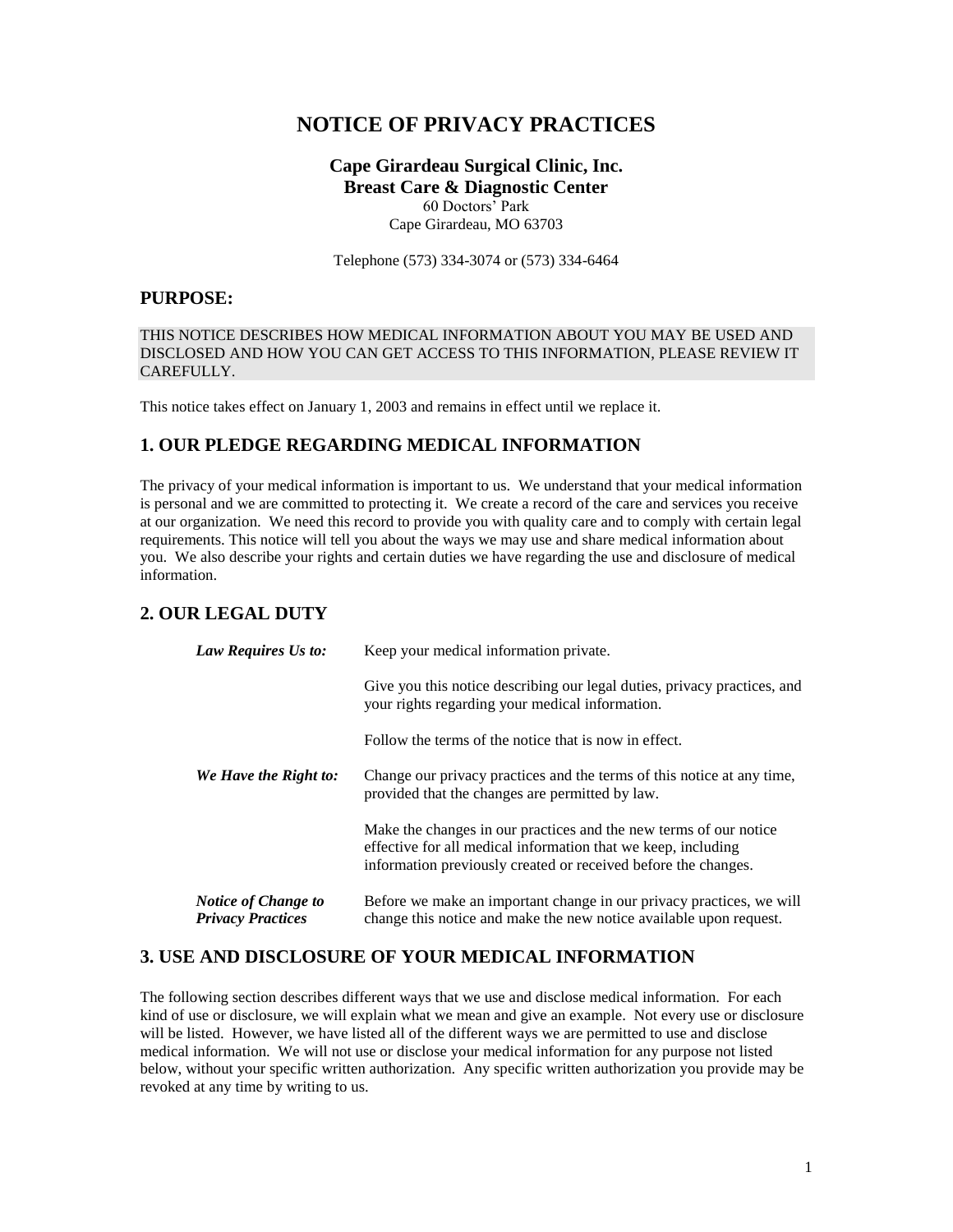# NOTICE OF PRIVACY PRACTICES

**Cape Girardeau Surgical Clinic, Inc.**
**Breast Care & Diagnostic Center**
60 Doctors' Park
Cape Girardeau, MO 63703

Telephone (573) 334-3074 or (573) 334-6464

## PURPOSE:

THIS NOTICE DESCRIBES HOW MEDICAL INFORMATION ABOUT YOU MAY BE USED AND DISCLOSED AND HOW YOU CAN GET ACCESS TO THIS INFORMATION, PLEASE REVIEW IT CAREFULLY.

This notice takes effect on January 1, 2003 and remains in effect until we replace it.

## 1. OUR PLEDGE REGARDING MEDICAL INFORMATION

The privacy of your medical information is important to us. We understand that your medical information is personal and we are committed to protecting it. We create a record of the care and services you receive at our organization. We need this record to provide you with quality care and to comply with certain legal requirements. This notice will tell you about the ways we may use and share medical information about you. We also describe your rights and certain duties we have regarding the use and disclosure of medical information.

## 2. OUR LEGAL DUTY

***Law Requires Us to:***

Keep your medical information private.

Give you this notice describing our legal duties, privacy practices, and your rights regarding your medical information.

Follow the terms of the notice that is now in effect.

***We Have the Right to:***

Change our privacy practices and the terms of this notice at any time, provided that the changes are permitted by law.

Make the changes in our practices and the new terms of our notice effective for all medical information that we keep, including information previously created or received before the changes.

***Notice of Change to Privacy Practices***

Before we make an important change in our privacy practices, we will change this notice and make the new notice available upon request.

## 3. USE AND DISCLOSURE OF YOUR MEDICAL INFORMATION

The following section describes different ways that we use and disclose medical information. For each kind of use or disclosure, we will explain what we mean and give an example. Not every use or disclosure will be listed. However, we have listed all of the different ways we are permitted to use and disclose medical information. We will not use or disclose your medical information for any purpose not listed below, without your specific written authorization. Any specific written authorization you provide may be revoked at any time by writing to us.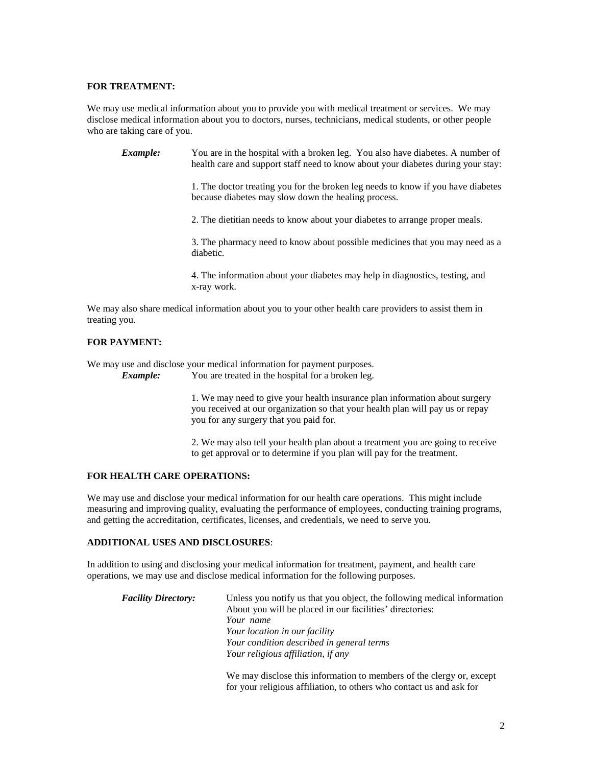**FOR TREATMENT:**

We may use medical information about you to provide you with medical treatment or services. We may disclose medical information about you to doctors, nurses, technicians, medical students, or other people who are taking care of you.

***Example:*** You are in the hospital with a broken leg. You also have diabetes. A number of health care and support staff need to know about your diabetes during your stay:

1. The doctor treating you for the broken leg needs to know if you have diabetes because diabetes may slow down the healing process.

2. The dietitian needs to know about your diabetes to arrange proper meals.

3. The pharmacy need to know about possible medicines that you may need as a diabetic.

4. The information about your diabetes may help in diagnostics, testing, and x-ray work.

We may also share medical information about you to your other health care providers to assist them in treating you.

**FOR PAYMENT:**

We may use and disclose your medical information for payment purposes.

***Example:*** You are treated in the hospital for a broken leg.

1. We may need to give your health insurance plan information about surgery you received at our organization so that your health plan will pay us or repay you for any surgery that you paid for.

2. We may also tell your health plan about a treatment you are going to receive to get approval or to determine if you plan will pay for the treatment.

**FOR HEALTH CARE OPERATIONS:**

We may use and disclose your medical information for our health care operations. This might include measuring and improving quality, evaluating the performance of employees, conducting training programs, and getting the accreditation, certificates, licenses, and credentials, we need to serve you.

**ADDITIONAL USES AND DISCLOSURES**:

In addition to using and disclosing your medical information for treatment, payment, and health care operations, we may use and disclose medical information for the following purposes.

***Facility Directory:*** Unless you notify us that you object, the following medical information About you will be placed in our facilities' directories:
*Your name*
*Your location in our facility*
*Your condition described in general terms*
*Your religious affiliation, if any*

We may disclose this information to members of the clergy or, except for your religious affiliation, to others who contact us and ask for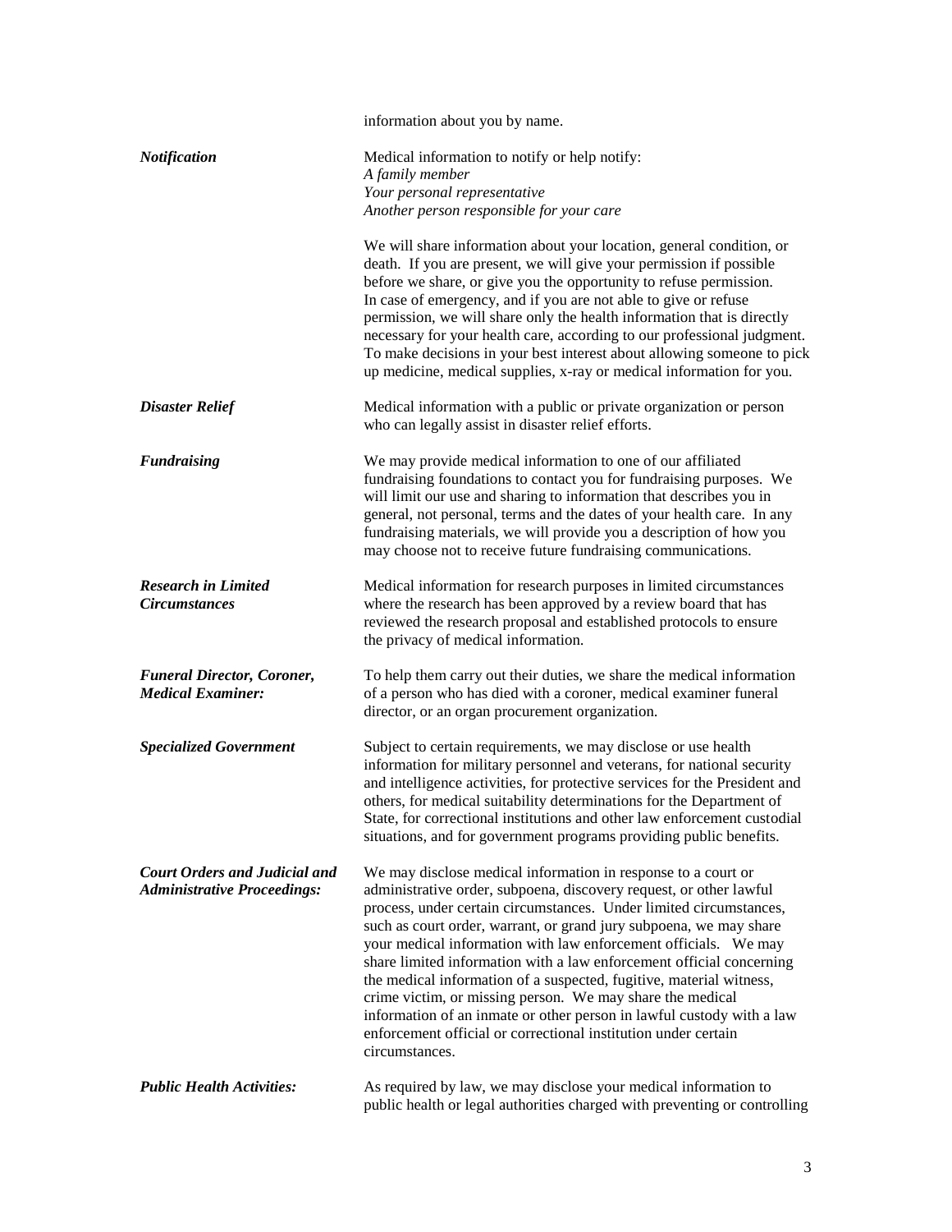information about you by name.

***Notification***

Medical information to notify or help notify:
*A family member*
*Your personal representative*
*Another person responsible for your care*

We will share information about your location, general condition, or death. If you are present, we will give your permission if possible before we share, or give you the opportunity to refuse permission. In case of emergency, and if you are not able to give or refuse permission, we will share only the health information that is directly necessary for your health care, according to our professional judgment. To make decisions in your best interest about allowing someone to pick up medicine, medical supplies, x-ray or medical information for you.

***Disaster Relief***

Medical information with a public or private organization or person who can legally assist in disaster relief efforts.

***Fundraising***

We may provide medical information to one of our affiliated fundraising foundations to contact you for fundraising purposes. We will limit our use and sharing to information that describes you in general, not personal, terms and the dates of your health care. In any fundraising materials, we will provide you a description of how you may choose not to receive future fundraising communications.

***Research in Limited Circumstances***

Medical information for research purposes in limited circumstances where the research has been approved by a review board that has reviewed the research proposal and established protocols to ensure the privacy of medical information.

***Funeral Director, Coroner, Medical Examiner:***

To help them carry out their duties, we share the medical information of a person who has died with a coroner, medical examiner funeral director, or an organ procurement organization.

***Specialized Government***

Subject to certain requirements, we may disclose or use health information for military personnel and veterans, for national security and intelligence activities, for protective services for the President and others, for medical suitability determinations for the Department of State, for correctional institutions and other law enforcement custodial situations, and for government programs providing public benefits.

***Court Orders and Judicial and Administrative Proceedings:***

We may disclose medical information in response to a court or administrative order, subpoena, discovery request, or other lawful process, under certain circumstances. Under limited circumstances, such as court order, warrant, or grand jury subpoena, we may share your medical information with law enforcement officials. We may share limited information with a law enforcement official concerning the medical information of a suspected, fugitive, material witness, crime victim, or missing person. We may share the medical information of an inmate or other person in lawful custody with a law enforcement official or correctional institution under certain circumstances.

***Public Health Activities:***

As required by law, we may disclose your medical information to public health or legal authorities charged with preventing or controlling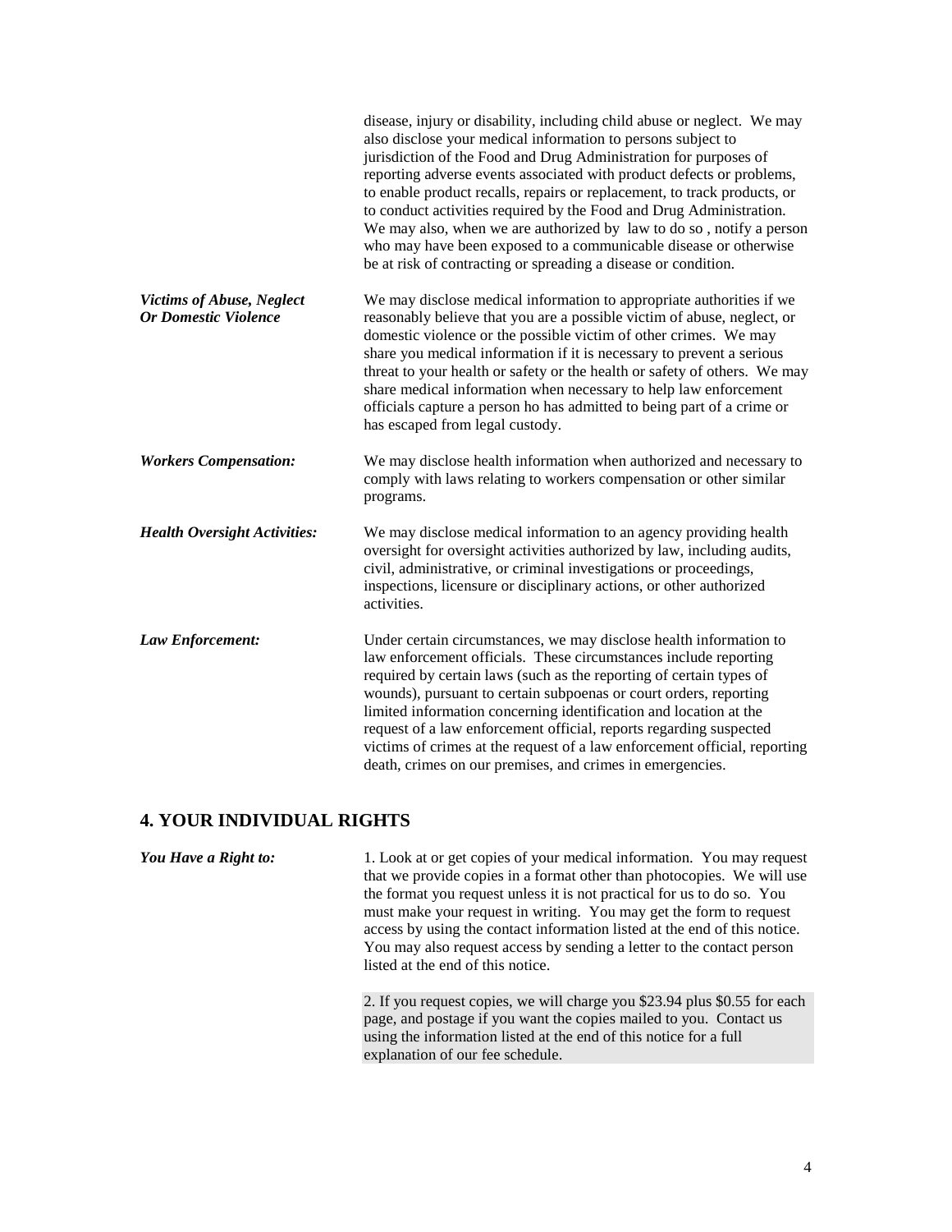disease, injury or disability, including child abuse or neglect. We may also disclose your medical information to persons subject to jurisdiction of the Food and Drug Administration for purposes of reporting adverse events associated with product defects or problems, to enable product recalls, repairs or replacement, to track products, or to conduct activities required by the Food and Drug Administration. We may also, when we are authorized by law to do so , notify a person who may have been exposed to a communicable disease or otherwise be at risk of contracting or spreading a disease or condition.

***Victims of Abuse, Neglect Or Domestic Violence***

We may disclose medical information to appropriate authorities if we reasonably believe that you are a possible victim of abuse, neglect, or domestic violence or the possible victim of other crimes. We may share you medical information if it is necessary to prevent a serious threat to your health or safety or the health or safety of others. We may share medical information when necessary to help law enforcement officials capture a person ho has admitted to being part of a crime or has escaped from legal custody.

***Workers Compensation:***

We may disclose health information when authorized and necessary to comply with laws relating to workers compensation or other similar programs.

***Health Oversight Activities:***

We may disclose medical information to an agency providing health oversight for oversight activities authorized by law, including audits, civil, administrative, or criminal investigations or proceedings, inspections, licensure or disciplinary actions, or other authorized activities.

***Law Enforcement:***

Under certain circumstances, we may disclose health information to law enforcement officials. These circumstances include reporting required by certain laws (such as the reporting of certain types of wounds), pursuant to certain subpoenas or court orders, reporting limited information concerning identification and location at the request of a law enforcement official, reports regarding suspected victims of crimes at the request of a law enforcement official, reporting death, crimes on our premises, and crimes in emergencies.

## 4. YOUR INDIVIDUAL RIGHTS

***You Have a Right to:***

1. Look at or get copies of your medical information. You may request that we provide copies in a format other than photocopies. We will use the format you request unless it is not practical for us to do so. You must make your request in writing. You may get the form to request access by using the contact information listed at the end of this notice. You may also request access by sending a letter to the contact person listed at the end of this notice.

2. If you request copies, we will charge you $23.94 plus $0.55 for each page, and postage if you want the copies mailed to you. Contact us using the information listed at the end of this notice for a full explanation of our fee schedule.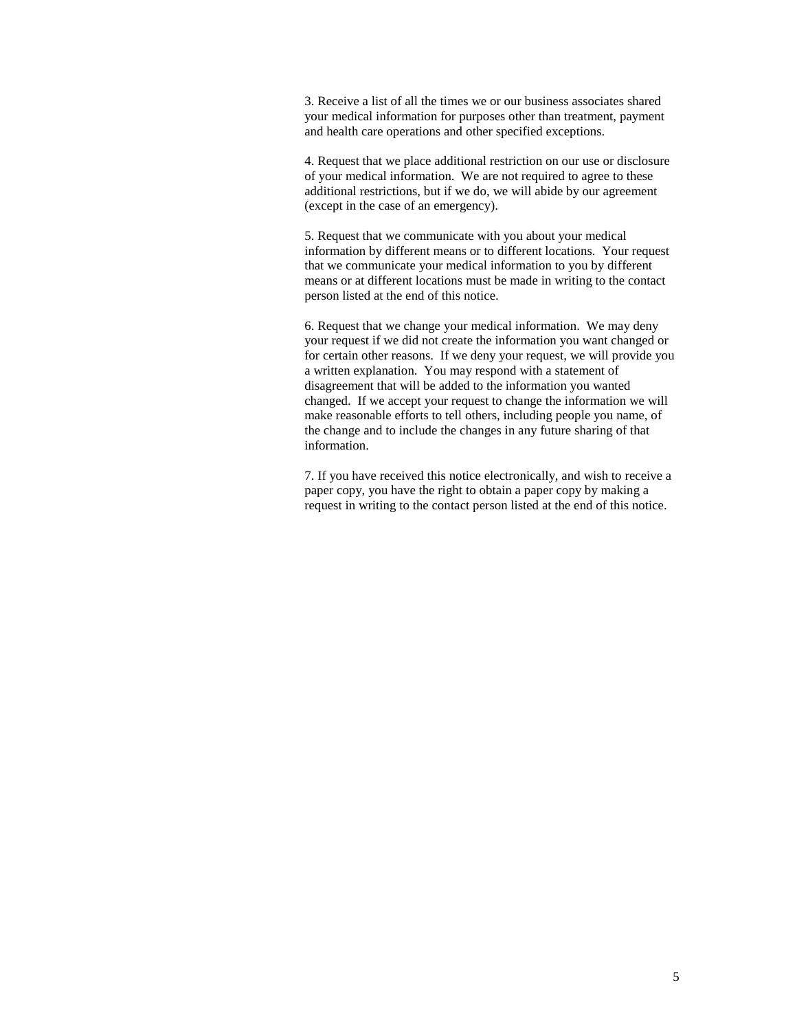3. Receive a list of all the times we or our business associates shared your medical information for purposes other than treatment, payment and health care operations and other specified exceptions.

4. Request that we place additional restriction on our use or disclosure of your medical information. We are not required to agree to these additional restrictions, but if we do, we will abide by our agreement (except in the case of an emergency).

5. Request that we communicate with you about your medical information by different means or to different locations. Your request that we communicate your medical information to you by different means or at different locations must be made in writing to the contact person listed at the end of this notice.

6. Request that we change your medical information. We may deny your request if we did not create the information you want changed or for certain other reasons. If we deny your request, we will provide you a written explanation. You may respond with a statement of disagreement that will be added to the information you wanted changed. If we accept your request to change the information we will make reasonable efforts to tell others, including people you name, of the change and to include the changes in any future sharing of that information.

7. If you have received this notice electronically, and wish to receive a paper copy, you have the right to obtain a paper copy by making a request in writing to the contact person listed at the end of this notice.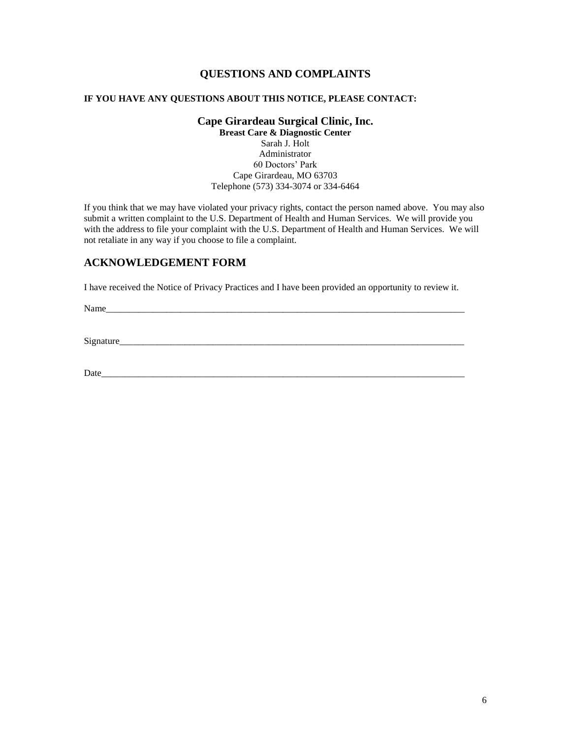## QUESTIONS AND COMPLAINTS

**IF YOU HAVE ANY QUESTIONS ABOUT THIS NOTICE, PLEASE CONTACT:**

**Cape Girardeau Surgical Clinic, Inc.**
**Breast Care & Diagnostic Center**
Sarah J. Holt
Administrator
60 Doctors' Park
Cape Girardeau, MO 63703
Telephone (573) 334-3074 or 334-6464

If you think that we may have violated your privacy rights, contact the person named above. You may also submit a written complaint to the U.S. Department of Health and Human Services. We will provide you with the address to file your complaint with the U.S. Department of Health and Human Services. We will not retaliate in any way if you choose to file a complaint.

## ACKNOWLEDGEMENT FORM

I have received the Notice of Privacy Practices and I have been provided an opportunity to review it.

Name_______________________________________________________________________________

Signature___________________________________________________________________________

Date_______________________________________________________________________________